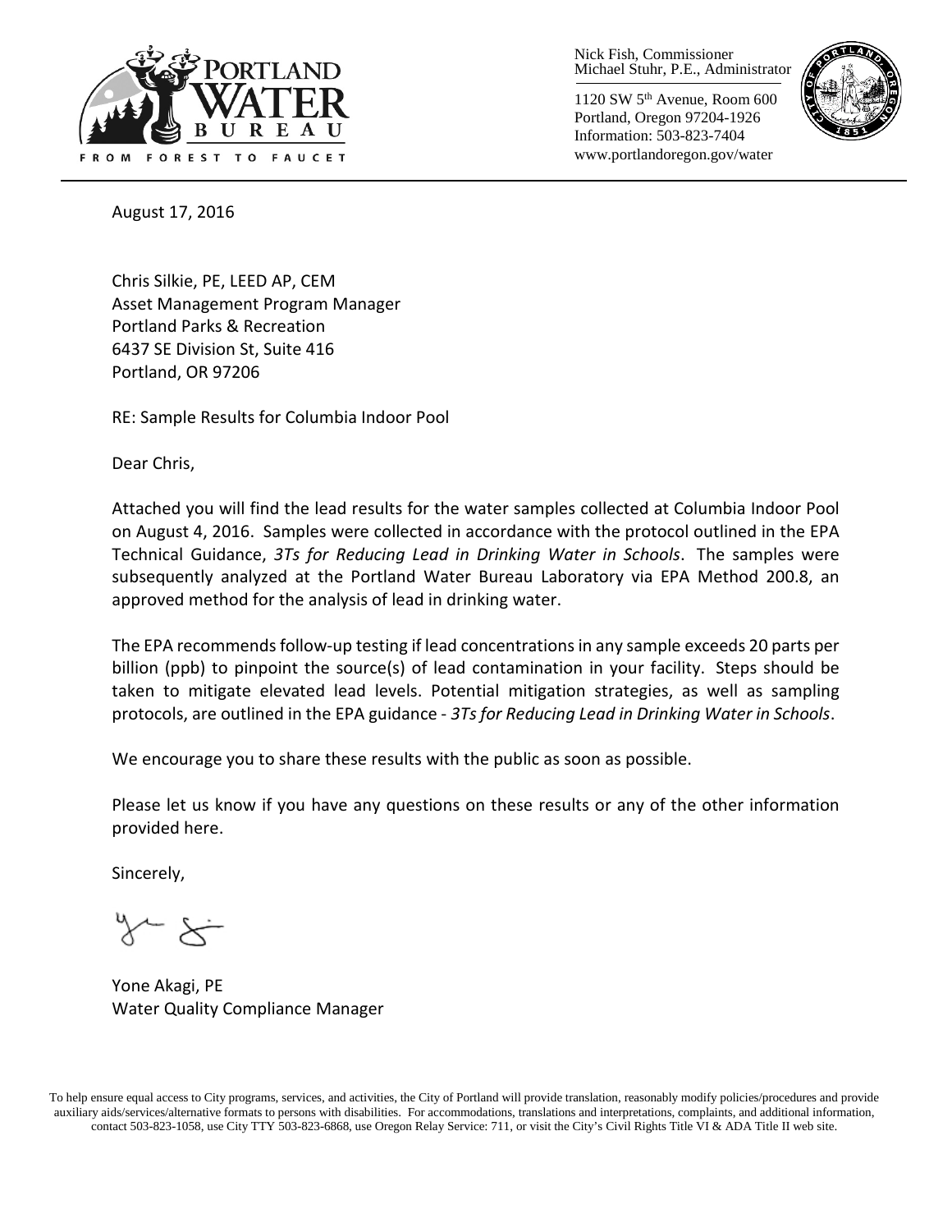Nick Fish, Commissioner
Michael Stuhr, P.E., Administrator

1120 SW 5th Avenue, Room 600
Portland, Oregon 97204-1926
Information: 503-823-7404
www.portlandoregon.gov/water

August 17, 2016

Chris Silkie, PE, LEED AP, CEM
Asset Management Program Manager
Portland Parks & Recreation
6437 SE Division St, Suite 416
Portland, OR 97206

RE: Sample Results for Columbia Indoor Pool

Dear Chris,

Attached you will find the lead results for the water samples collected at Columbia Indoor Pool on August 4, 2016. Samples were collected in accordance with the protocol outlined in the EPA Technical Guidance, *3Ts for Reducing Lead in Drinking Water in Schools*. The samples were subsequently analyzed at the Portland Water Bureau Laboratory via EPA Method 200.8, an approved method for the analysis of lead in drinking water.

The EPA recommends follow-up testing if lead concentrations in any sample exceeds 20 parts per billion (ppb) to pinpoint the source(s) of lead contamination in your facility. Steps should be taken to mitigate elevated lead levels. Potential mitigation strategies, as well as sampling protocols, are outlined in the EPA guidance - *3Ts for Reducing Lead in Drinking Water in Schools*.

We encourage you to share these results with the public as soon as possible.

Please let us know if you have any questions on these results or any of the other information provided here.

Sincerely,

Yone Akagi, PE
Water Quality Compliance Manager

To help ensure equal access to City programs, services, and activities, the City of Portland will provide translation, reasonably modify policies/procedures and provide auxiliary aids/services/alternative formats to persons with disabilities. For accommodations, translations and interpretations, complaints, and additional information, contact 503-823-1058, use City TTY 503-823-6868, use Oregon Relay Service: 711, or visit the City's Civil Rights Title VI & ADA Title II web site.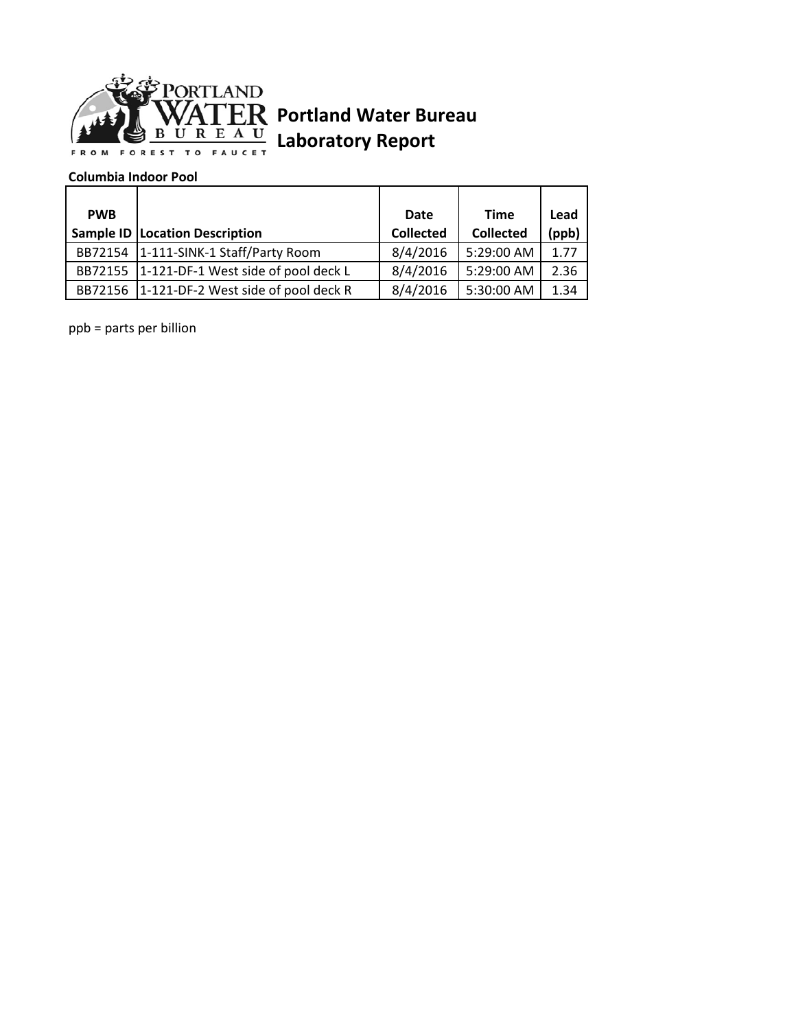# Portland Water Bureau Laboratory Report

**Columbia Indoor Pool**

| PWB Sample ID | Location Description | Date Collected | Time Collected | Lead (ppb) |
|---|---|---|---|---|
| BB72154 | 1-111-SINK-1 Staff/Party Room | 8/4/2016 | 5:29:00 AM | 1.77 |
| BB72155 | 1-121-DF-1 West side of pool deck L | 8/4/2016 | 5:29:00 AM | 2.36 |
| BB72156 | 1-121-DF-2 West side of pool deck R | 8/4/2016 | 5:30:00 AM | 1.34 |

ppb = parts per billion